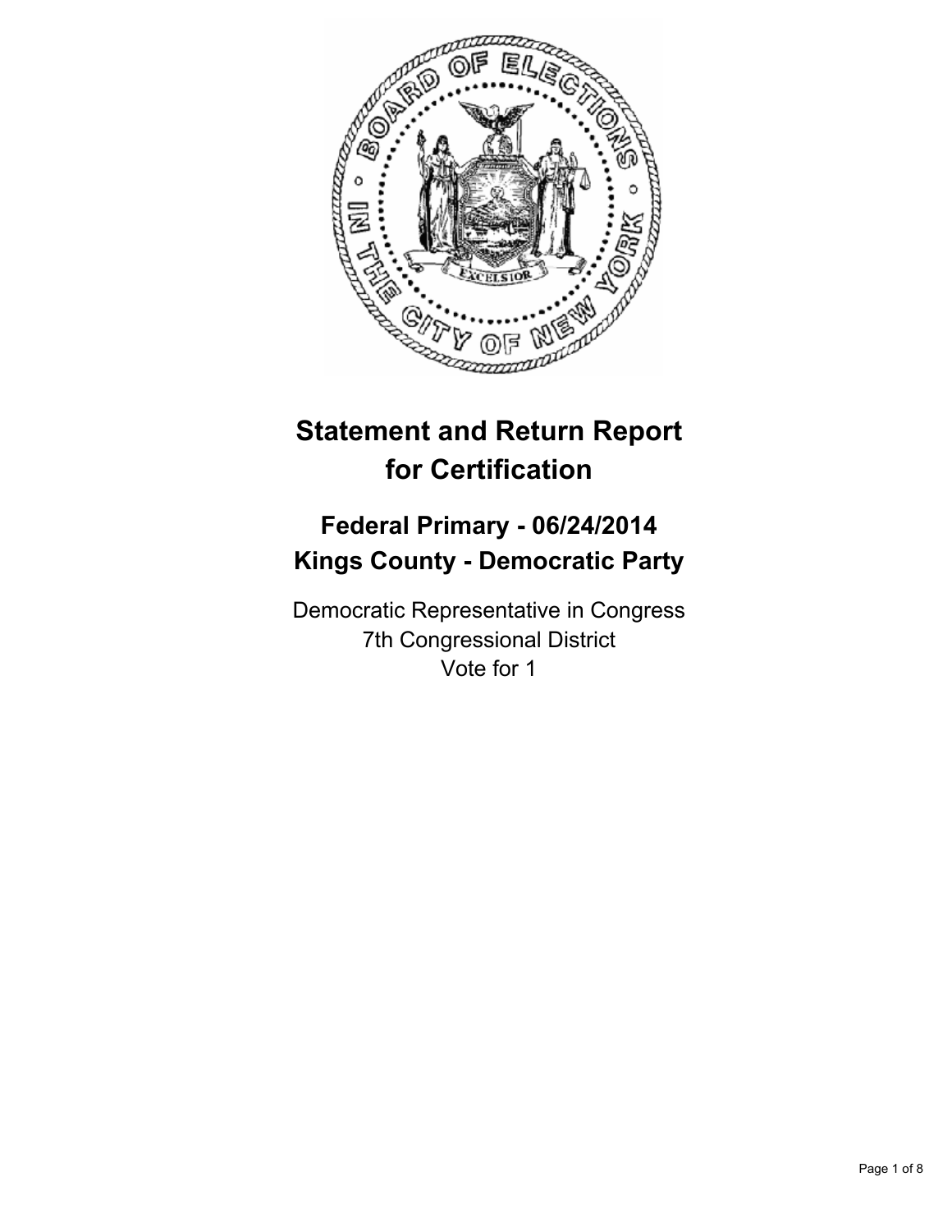# Statement and Return Report for Certification

## Federal Primary - 06/24/2014
## Kings County - Democratic Party

Democratic Representative in Congress
7th Congressional District
Vote for 1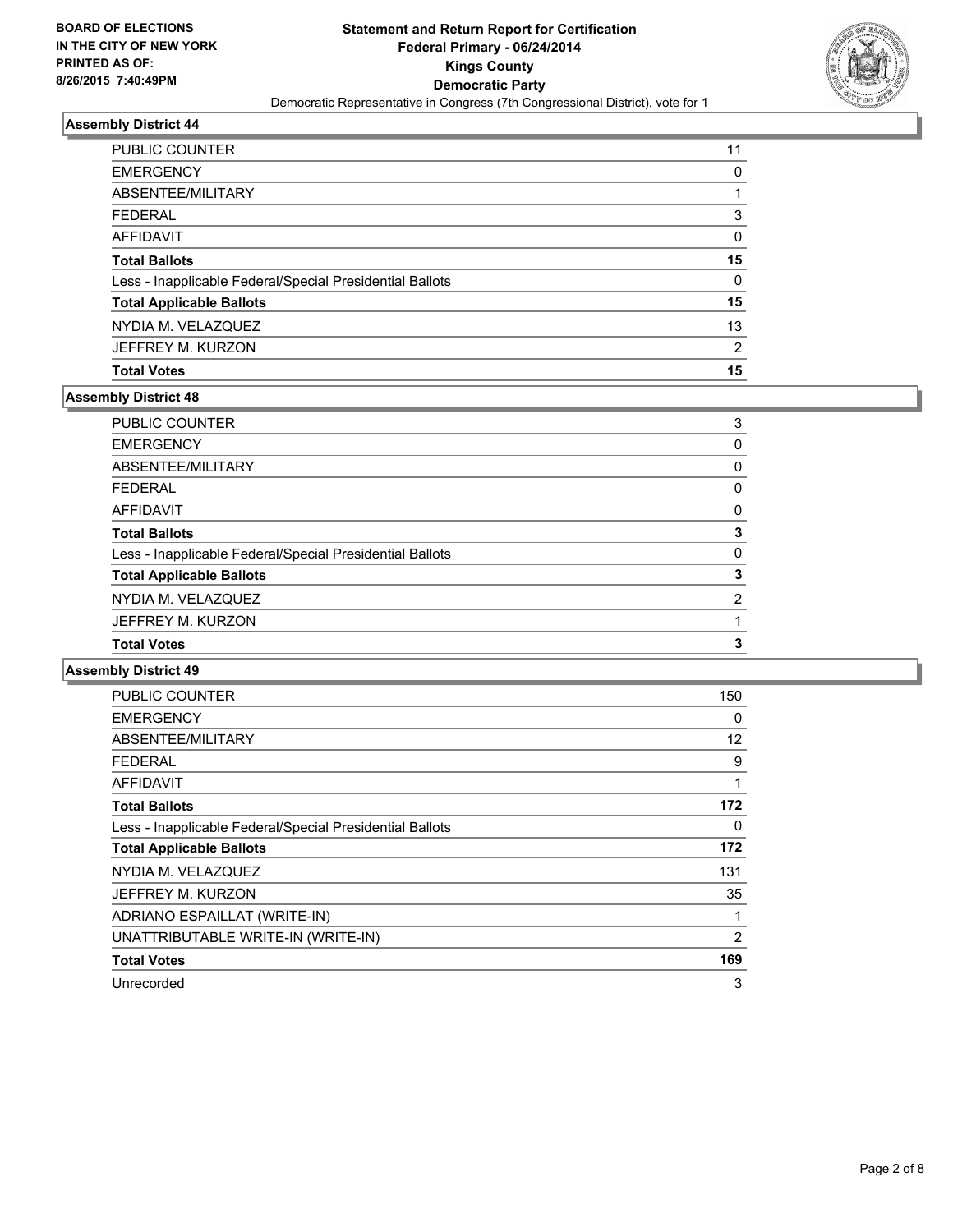# Assembly District 44

| | |
|---|---|
| PUBLIC COUNTER | 11 |
| EMERGENCY | 0 |
| ABSENTEE/MILITARY | 1 |
| FEDERAL | 3 |
| AFFIDAVIT | 0 |
| **Total Ballots** | **15** |
| Less - Inapplicable Federal/Special Presidential Ballots | 0 |
| **Total Applicable Ballots** | **15** |
| NYDIA M. VELAZQUEZ | 13 |
| JEFFREY M. KURZON | 2 |
| **Total Votes** | **15** |

# Assembly District 48

| | |
|---|---|
| PUBLIC COUNTER | 3 |
| EMERGENCY | 0 |
| ABSENTEE/MILITARY | 0 |
| FEDERAL | 0 |
| AFFIDAVIT | 0 |
| **Total Ballots** | **3** |
| Less - Inapplicable Federal/Special Presidential Ballots | 0 |
| **Total Applicable Ballots** | **3** |
| NYDIA M. VELAZQUEZ | 2 |
| JEFFREY M. KURZON | 1 |
| **Total Votes** | **3** |

# Assembly District 49

| | |
|---|---|
| PUBLIC COUNTER | 150 |
| EMERGENCY | 0 |
| ABSENTEE/MILITARY | 12 |
| FEDERAL | 9 |
| AFFIDAVIT | 1 |
| **Total Ballots** | **172** |
| Less - Inapplicable Federal/Special Presidential Ballots | 0 |
| **Total Applicable Ballots** | **172** |
| NYDIA M. VELAZQUEZ | 131 |
| JEFFREY M. KURZON | 35 |
| ADRIANO ESPAILLAT (WRITE-IN) | 1 |
| UNATTRIBUTABLE WRITE-IN (WRITE-IN) | 2 |
| **Total Votes** | **169** |
| Unrecorded | 3 |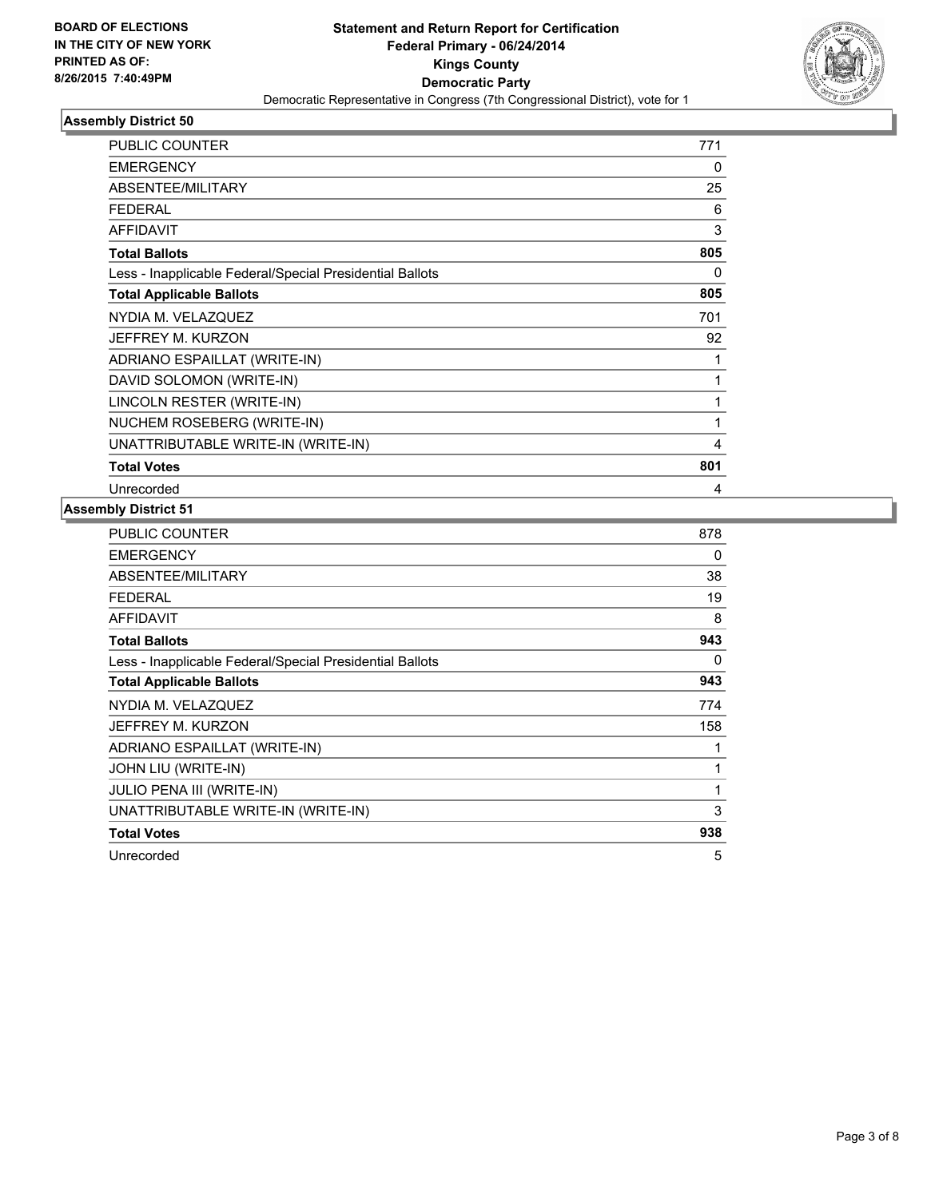**BOARD OF ELECTIONS IN THE CITY OF NEW YORK PRINTED AS OF: 8/26/2015 7:40:49PM**

# Statement and Return Report for Certification
## Federal Primary - 06/24/2014
## Kings County
## Democratic Party
### Democratic Representative in Congress (7th Congressional District), vote for 1

### Assembly District 50

| | |
|---|---|
| PUBLIC COUNTER | 771 |
| EMERGENCY | 0 |
| ABSENTEE/MILITARY | 25 |
| FEDERAL | 6 |
| AFFIDAVIT | 3 |
| **Total Ballots** | **805** |
| Less - Inapplicable Federal/Special Presidential Ballots | 0 |
| **Total Applicable Ballots** | **805** |
| NYDIA M. VELAZQUEZ | 701 |
| JEFFREY M. KURZON | 92 |
| ADRIANO ESPAILLAT (WRITE-IN) | 1 |
| DAVID SOLOMON (WRITE-IN) | 1 |
| LINCOLN RESTER (WRITE-IN) | 1 |
| NUCHEM ROSEBERG (WRITE-IN) | 1 |
| UNATTRIBUTABLE WRITE-IN (WRITE-IN) | 4 |
| **Total Votes** | **801** |
| Unrecorded | 4 |

### Assembly District 51

| | |
|---|---|
| PUBLIC COUNTER | 878 |
| EMERGENCY | 0 |
| ABSENTEE/MILITARY | 38 |
| FEDERAL | 19 |
| AFFIDAVIT | 8 |
| **Total Ballots** | **943** |
| Less - Inapplicable Federal/Special Presidential Ballots | 0 |
| **Total Applicable Ballots** | **943** |
| NYDIA M. VELAZQUEZ | 774 |
| JEFFREY M. KURZON | 158 |
| ADRIANO ESPAILLAT (WRITE-IN) | 1 |
| JOHN LIU (WRITE-IN) | 1 |
| JULIO PENA III (WRITE-IN) | 1 |
| UNATTRIBUTABLE WRITE-IN (WRITE-IN) | 3 |
| **Total Votes** | **938** |
| Unrecorded | 5 |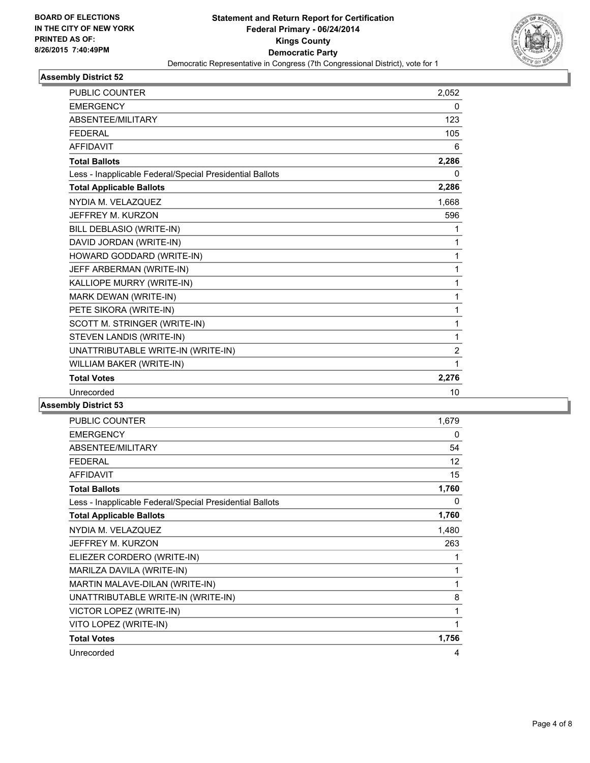**BOARD OF ELECTIONS**
**IN THE CITY OF NEW YORK**
**PRINTED AS OF:**
**8/26/2015 7:40:49PM**

# Statement and Return Report for Certification
## Federal Primary - 06/24/2014
## Kings County
## Democratic Party
Democratic Representative in Congress (7th Congressional District), vote for 1

### Assembly District 52

| | |
|---|---|
| PUBLIC COUNTER | 2,052 |
| EMERGENCY | 0 |
| ABSENTEE/MILITARY | 123 |
| FEDERAL | 105 |
| AFFIDAVIT | 6 |
| **Total Ballots** | **2,286** |
| Less - Inapplicable Federal/Special Presidential Ballots | 0 |
| **Total Applicable Ballots** | **2,286** |
| NYDIA M. VELAZQUEZ | 1,668 |
| JEFFREY M. KURZON | 596 |
| BILL DEBLASIO (WRITE-IN) | 1 |
| DAVID JORDAN (WRITE-IN) | 1 |
| HOWARD GODDARD (WRITE-IN) | 1 |
| JEFF ARBERMAN (WRITE-IN) | 1 |
| KALLIOPE MURRY (WRITE-IN) | 1 |
| MARK DEWAN (WRITE-IN) | 1 |
| PETE SIKORA (WRITE-IN) | 1 |
| SCOTT M. STRINGER (WRITE-IN) | 1 |
| STEVEN LANDIS (WRITE-IN) | 1 |
| UNATTRIBUTABLE WRITE-IN (WRITE-IN) | 2 |
| WILLIAM BAKER (WRITE-IN) | 1 |
| **Total Votes** | **2,276** |
| Unrecorded | 10 |

### Assembly District 53

| | |
|---|---|
| PUBLIC COUNTER | 1,679 |
| EMERGENCY | 0 |
| ABSENTEE/MILITARY | 54 |
| FEDERAL | 12 |
| AFFIDAVIT | 15 |
| **Total Ballots** | **1,760** |
| Less - Inapplicable Federal/Special Presidential Ballots | 0 |
| **Total Applicable Ballots** | **1,760** |
| NYDIA M. VELAZQUEZ | 1,480 |
| JEFFREY M. KURZON | 263 |
| ELIEZER CORDERO (WRITE-IN) | 1 |
| MARILZA DAVILA (WRITE-IN) | 1 |
| MARTIN MALAVE-DILAN (WRITE-IN) | 1 |
| UNATTRIBUTABLE WRITE-IN (WRITE-IN) | 8 |
| VICTOR LOPEZ (WRITE-IN) | 1 |
| VITO LOPEZ (WRITE-IN) | 1 |
| **Total Votes** | **1,756** |
| Unrecorded | 4 |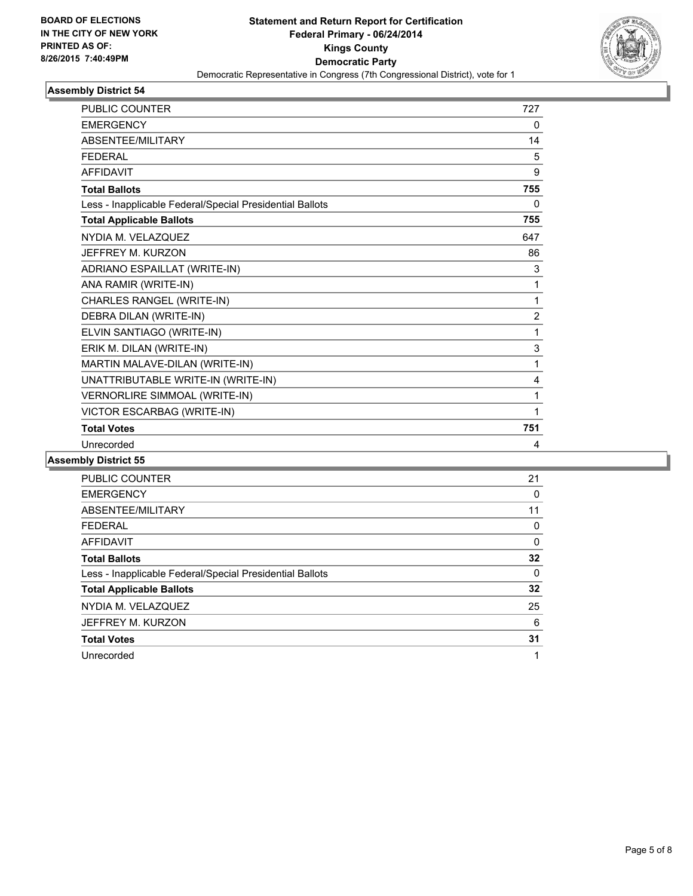**BOARD OF ELECTIONS IN THE CITY OF NEW YORK PRINTED AS OF: 8/26/2015 7:40:49PM**

# Statement and Return Report for Certification
## Federal Primary - 06/24/2014
## Kings County
## Democratic Party
### Democratic Representative in Congress (7th Congressional District), vote for 1

### Assembly District 54

| | |
|---|---|
| PUBLIC COUNTER | 727 |
| EMERGENCY | 0 |
| ABSENTEE/MILITARY | 14 |
| FEDERAL | 5 |
| AFFIDAVIT | 9 |
| **Total Ballots** | **755** |
| Less - Inapplicable Federal/Special Presidential Ballots | 0 |
| **Total Applicable Ballots** | **755** |
| NYDIA M. VELAZQUEZ | 647 |
| JEFFREY M. KURZON | 86 |
| ADRIANO ESPAILLAT (WRITE-IN) | 3 |
| ANA RAMIR (WRITE-IN) | 1 |
| CHARLES RANGEL (WRITE-IN) | 1 |
| DEBRA DILAN (WRITE-IN) | 2 |
| ELVIN SANTIAGO (WRITE-IN) | 1 |
| ERIK M. DILAN (WRITE-IN) | 3 |
| MARTIN MALAVE-DILAN (WRITE-IN) | 1 |
| UNATTRIBUTABLE WRITE-IN (WRITE-IN) | 4 |
| VERNORLIRE SIMMOAL (WRITE-IN) | 1 |
| VICTOR ESCARBAG (WRITE-IN) | 1 |
| **Total Votes** | **751** |
| Unrecorded | 4 |

### Assembly District 55

| | |
|---|---|
| PUBLIC COUNTER | 21 |
| EMERGENCY | 0 |
| ABSENTEE/MILITARY | 11 |
| FEDERAL | 0 |
| AFFIDAVIT | 0 |
| **Total Ballots** | **32** |
| Less - Inapplicable Federal/Special Presidential Ballots | 0 |
| **Total Applicable Ballots** | **32** |
| NYDIA M. VELAZQUEZ | 25 |
| JEFFREY M. KURZON | 6 |
| **Total Votes** | **31** |
| Unrecorded | 1 |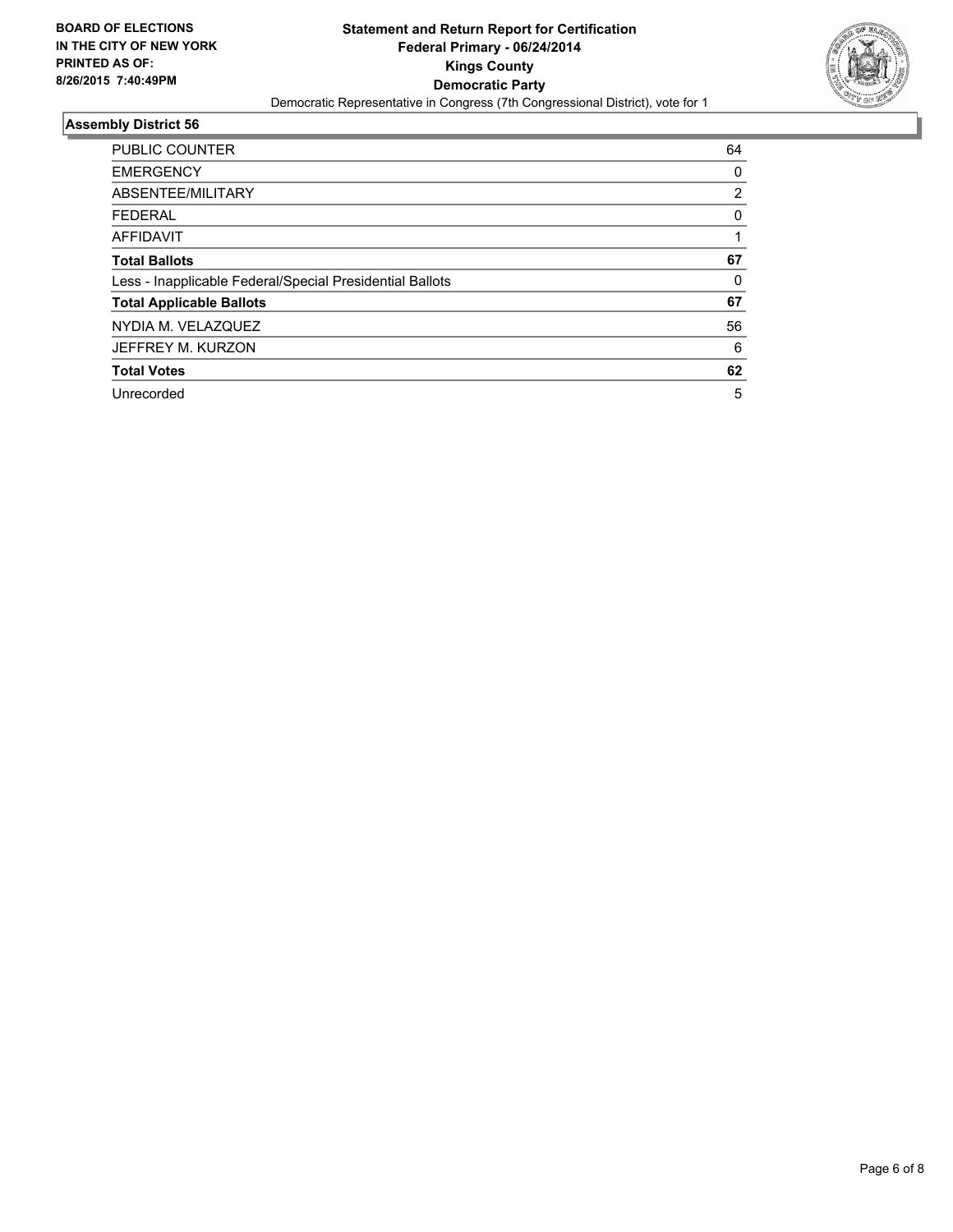**BOARD OF ELECTIONS IN THE CITY OF NEW YORK PRINTED AS OF: 8/26/2015 7:40:49PM**

**Statement and Return Report for Certification**
**Federal Primary - 06/24/2014**
**Kings County**
**Democratic Party**
Democratic Representative in Congress (7th Congressional District), vote for 1

## Assembly District 56

| | |
|---|---|
| PUBLIC COUNTER | 64 |
| EMERGENCY | 0 |
| ABSENTEE/MILITARY | 2 |
| FEDERAL | 0 |
| AFFIDAVIT | 1 |
| **Total Ballots** | **67** |
| Less - Inapplicable Federal/Special Presidential Ballots | 0 |
| **Total Applicable Ballots** | **67** |
| NYDIA M. VELAZQUEZ | 56 |
| JEFFREY M. KURZON | 6 |
| **Total Votes** | **62** |
| Unrecorded | 5 |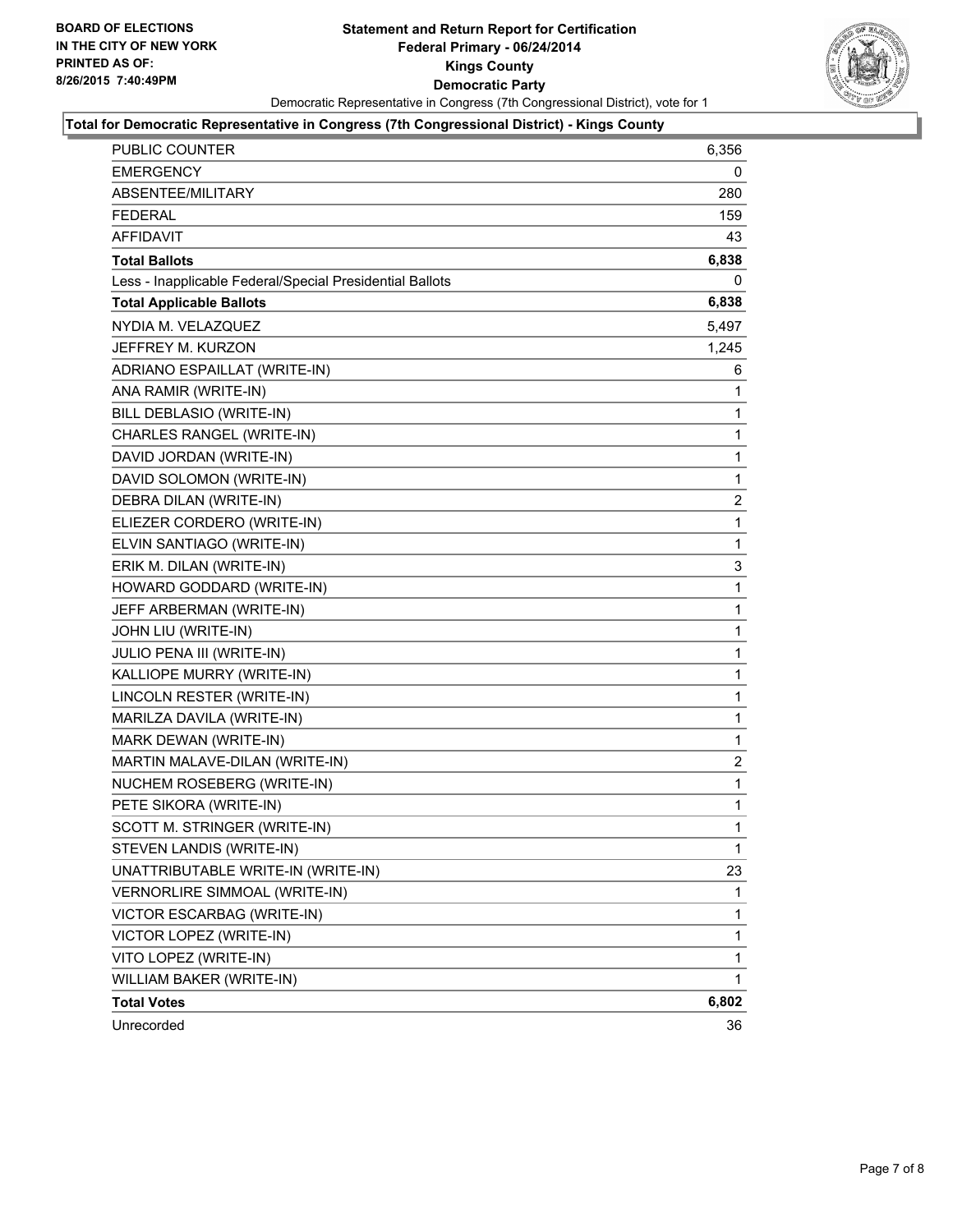BOARD OF ELECTIONS
IN THE CITY OF NEW YORK
PRINTED AS OF:
8/26/2015 7:40:49PM

**Statement and Return Report for Certification**
**Federal Primary - 06/24/2014**
**Kings County**
**Democratic Party**
Democratic Representative in Congress (7th Congressional District), vote for 1

**Total for Democratic Representative in Congress (7th Congressional District) - Kings County**

| | |
|---|---|
| PUBLIC COUNTER | 6,356 |
| EMERGENCY | 0 |
| ABSENTEE/MILITARY | 280 |
| FEDERAL | 159 |
| AFFIDAVIT | 43 |
| **Total Ballots** | **6,838** |
| Less - Inapplicable Federal/Special Presidential Ballots | 0 |
| **Total Applicable Ballots** | **6,838** |
| NYDIA M. VELAZQUEZ | 5,497 |
| JEFFREY M. KURZON | 1,245 |
| ADRIANO ESPAILLAT (WRITE-IN) | 6 |
| ANA RAMIR (WRITE-IN) | 1 |
| BILL DEBLASIO (WRITE-IN) | 1 |
| CHARLES RANGEL (WRITE-IN) | 1 |
| DAVID JORDAN (WRITE-IN) | 1 |
| DAVID SOLOMON (WRITE-IN) | 1 |
| DEBRA DILAN (WRITE-IN) | 2 |
| ELIEZER CORDERO (WRITE-IN) | 1 |
| ELVIN SANTIAGO (WRITE-IN) | 1 |
| ERIK M. DILAN (WRITE-IN) | 3 |
| HOWARD GODDARD (WRITE-IN) | 1 |
| JEFF ARBERMAN (WRITE-IN) | 1 |
| JOHN LIU (WRITE-IN) | 1 |
| JULIO PENA III (WRITE-IN) | 1 |
| KALLIOPE MURRY (WRITE-IN) | 1 |
| LINCOLN RESTER (WRITE-IN) | 1 |
| MARILZA DAVILA (WRITE-IN) | 1 |
| MARK DEWAN (WRITE-IN) | 1 |
| MARTIN MALAVE-DILAN (WRITE-IN) | 2 |
| NUCHEM ROSEBERG (WRITE-IN) | 1 |
| PETE SIKORA (WRITE-IN) | 1 |
| SCOTT M. STRINGER (WRITE-IN) | 1 |
| STEVEN LANDIS (WRITE-IN) | 1 |
| UNATTRIBUTABLE WRITE-IN (WRITE-IN) | 23 |
| VERNORLIRE SIMMOAL (WRITE-IN) | 1 |
| VICTOR ESCARBAG (WRITE-IN) | 1 |
| VICTOR LOPEZ (WRITE-IN) | 1 |
| VITO LOPEZ (WRITE-IN) | 1 |
| WILLIAM BAKER (WRITE-IN) | 1 |
| **Total Votes** | **6,802** |
| Unrecorded | 36 |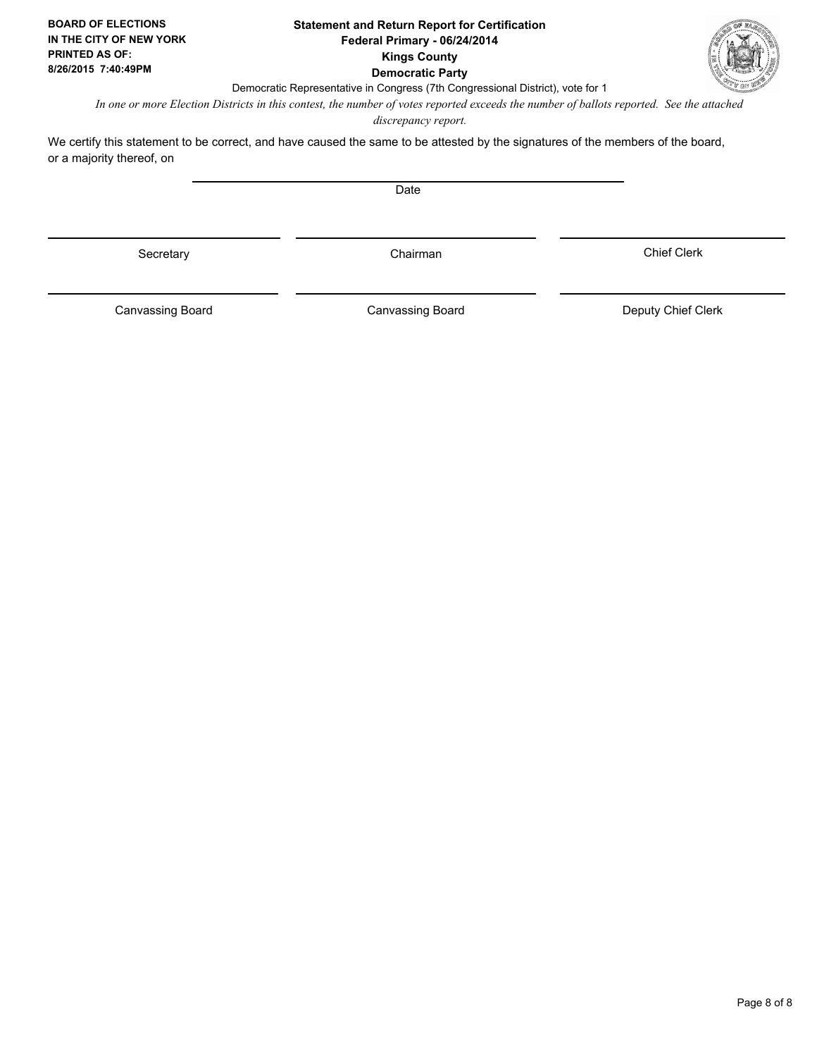**BOARD OF ELECTIONS**
**IN THE CITY OF NEW YORK**
**PRINTED AS OF:**
**8/26/2015 7:40:49PM**

**Statement and Return Report for Certification**
**Federal Primary - 06/24/2014**
**Kings County**
**Democratic Party**

Democratic Representative in Congress (7th Congressional District), vote for 1

*In one or more Election Districts in this contest, the number of votes reported exceeds the number of ballots reported. See the attached discrepancy report.*

We certify this statement to be correct, and have caused the same to be attested by the signatures of the members of the board, or a majority thereof, on

Date

| | | |
|---|---|---|
| Secretary | Chairman | Chief Clerk |
| Canvassing Board | Canvassing Board | Deputy Chief Clerk |